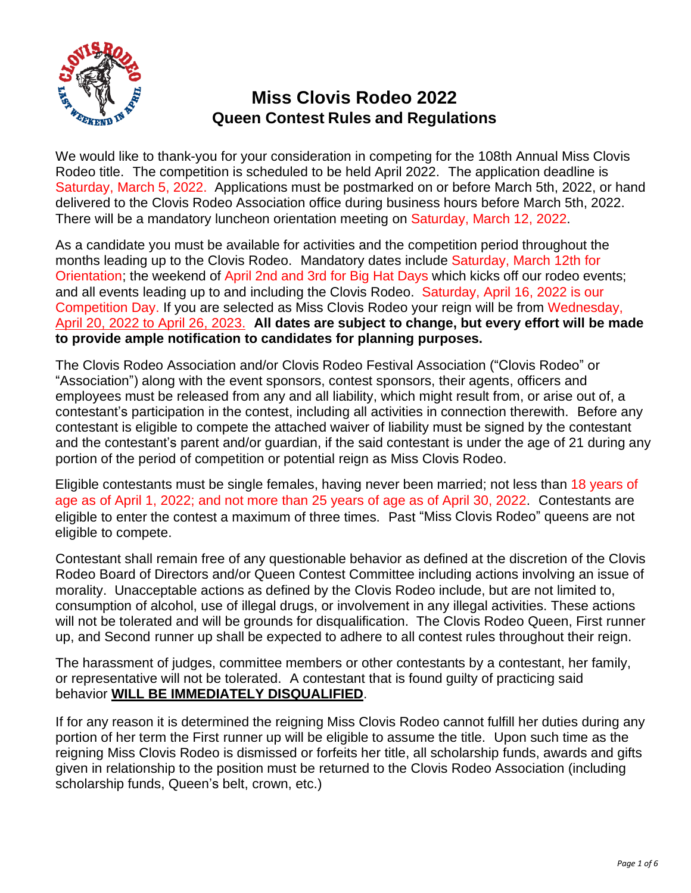# Miss Clovis Rodeo 2022
## Queen Contest Rules and Regulations

We would like to thank-you for your consideration in competing for the 108th Annual Miss Clovis Rodeo title. The competition is scheduled to be held April 2022. The application deadline is Saturday, March 5, 2022. Applications must be postmarked on or before March 5th, 2022, or hand delivered to the Clovis Rodeo Association office during business hours before March 5th, 2022. There will be a mandatory luncheon orientation meeting on Saturday, March 12, 2022.

As a candidate you must be available for activities and the competition period throughout the months leading up to the Clovis Rodeo. Mandatory dates include Saturday, March 12th for Orientation; the weekend of April 2nd and 3rd for Big Hat Days which kicks off our rodeo events; and all events leading up to and including the Clovis Rodeo. Saturday, April 16, 2022 is our Competition Day. If you are selected as Miss Clovis Rodeo your reign will be from Wednesday, April 20, 2022 to April 26, 2023. **All dates are subject to change, but every effort will be made to provide ample notification to candidates for planning purposes.**

The Clovis Rodeo Association and/or Clovis Rodeo Festival Association ("Clovis Rodeo" or "Association") along with the event sponsors, contest sponsors, their agents, officers and employees must be released from any and all liability, which might result from, or arise out of, a contestant's participation in the contest, including all activities in connection therewith. Before any contestant is eligible to compete the attached waiver of liability must be signed by the contestant and the contestant's parent and/or guardian, if the said contestant is under the age of 21 during any portion of the period of competition or potential reign as Miss Clovis Rodeo.

Eligible contestants must be single females, having never been married; not less than 18 years of age as of April 1, 2022; and not more than 25 years of age as of April 30, 2022. Contestants are eligible to enter the contest a maximum of three times. Past "Miss Clovis Rodeo" queens are not eligible to compete.

Contestant shall remain free of any questionable behavior as defined at the discretion of the Clovis Rodeo Board of Directors and/or Queen Contest Committee including actions involving an issue of morality. Unacceptable actions as defined by the Clovis Rodeo include, but are not limited to, consumption of alcohol, use of illegal drugs, or involvement in any illegal activities. These actions will not be tolerated and will be grounds for disqualification. The Clovis Rodeo Queen, First runner up, and Second runner up shall be expected to adhere to all contest rules throughout their reign.

The harassment of judges, committee members or other contestants by a contestant, her family, or representative will not be tolerated. A contestant that is found guilty of practicing said behavior **WILL BE IMMEDIATELY DISQUALIFIED**.

If for any reason it is determined the reigning Miss Clovis Rodeo cannot fulfill her duties during any portion of her term the First runner up will be eligible to assume the title. Upon such time as the reigning Miss Clovis Rodeo is dismissed or forfeits her title, all scholarship funds, awards and gifts given in relationship to the position must be returned to the Clovis Rodeo Association (including scholarship funds, Queen's belt, crown, etc.)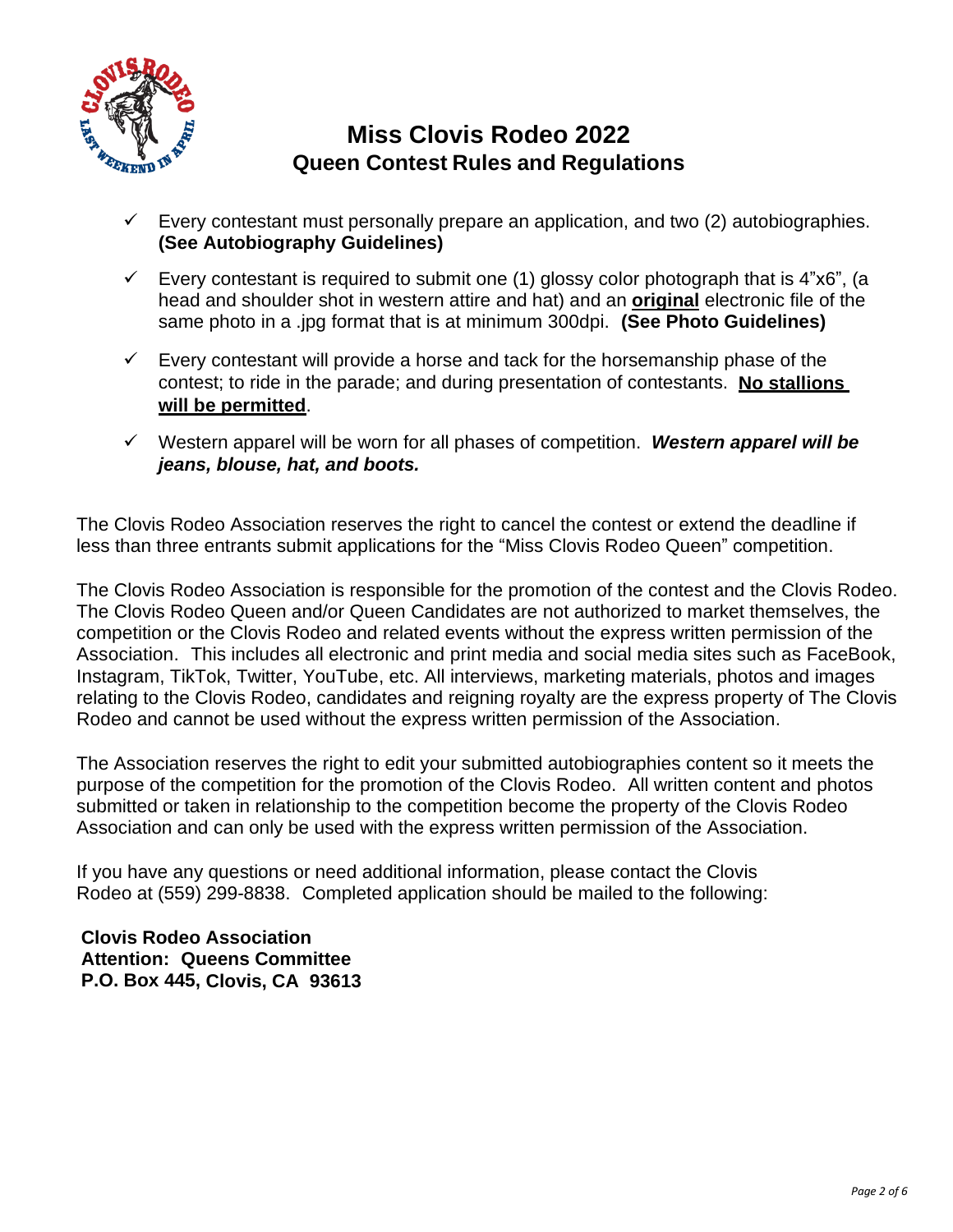# Miss Clovis Rodeo 2022
## Queen Contest Rules and Regulations

- ✓ Every contestant must personally prepare an application, and two (2) autobiographies. **(See Autobiography Guidelines)**
- ✓ Every contestant is required to submit one (1) glossy color photograph that is 4"x6", (a head and shoulder shot in western attire and hat) and an **original** electronic file of the same photo in a .jpg format that is at minimum 300dpi. **(See Photo Guidelines)**
- ✓ Every contestant will provide a horse and tack for the horsemanship phase of the contest; to ride in the parade; and during presentation of contestants. **No stallions will be permitted**.
- ✓ Western apparel will be worn for all phases of competition. ***Western apparel will be jeans, blouse, hat, and boots.***

The Clovis Rodeo Association reserves the right to cancel the contest or extend the deadline if less than three entrants submit applications for the "Miss Clovis Rodeo Queen" competition.

The Clovis Rodeo Association is responsible for the promotion of the contest and the Clovis Rodeo. The Clovis Rodeo Queen and/or Queen Candidates are not authorized to market themselves, the competition or the Clovis Rodeo and related events without the express written permission of the Association. This includes all electronic and print media and social media sites such as FaceBook, Instagram, TikTok, Twitter, YouTube, etc. All interviews, marketing materials, photos and images relating to the Clovis Rodeo, candidates and reigning royalty are the express property of The Clovis Rodeo and cannot be used without the express written permission of the Association.

The Association reserves the right to edit your submitted autobiographies content so it meets the purpose of the competition for the promotion of the Clovis Rodeo. All written content and photos submitted or taken in relationship to the competition become the property of the Clovis Rodeo Association and can only be used with the express written permission of the Association.

If you have any questions or need additional information, please contact the Clovis Rodeo at (559) 299-8838. Completed application should be mailed to the following:

**Clovis Rodeo Association**
**Attention: Queens Committee**
**P.O. Box 445, Clovis, CA 93613**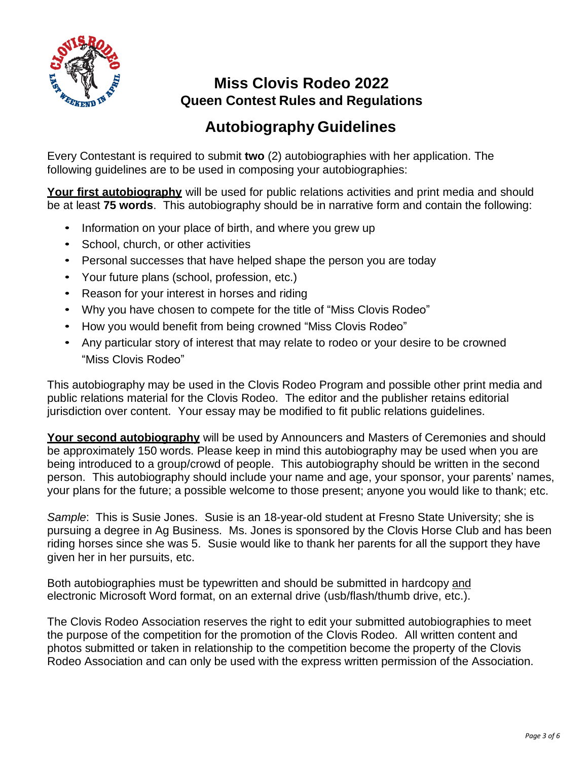# Miss Clovis Rodeo 2022

## Queen Contest Rules and Regulations

## Autobiography Guidelines

Every Contestant is required to submit **two** (2) autobiographies with her application. The following guidelines are to be used in composing your autobiographies:

**Your first autobiography** will be used for public relations activities and print media and should be at least **75 words**. This autobiography should be in narrative form and contain the following:

- Information on your place of birth, and where you grew up
- School, church, or other activities
- Personal successes that have helped shape the person you are today
- Your future plans (school, profession, etc.)
- Reason for your interest in horses and riding
- Why you have chosen to compete for the title of "Miss Clovis Rodeo"
- How you would benefit from being crowned "Miss Clovis Rodeo"
- Any particular story of interest that may relate to rodeo or your desire to be crowned "Miss Clovis Rodeo"

This autobiography may be used in the Clovis Rodeo Program and possible other print media and public relations material for the Clovis Rodeo. The editor and the publisher retains editorial jurisdiction over content. Your essay may be modified to fit public relations guidelines.

**Your second autobiography** will be used by Announcers and Masters of Ceremonies and should be approximately 150 words. Please keep in mind this autobiography may be used when you are being introduced to a group/crowd of people. This autobiography should be written in the second person. This autobiography should include your name and age, your sponsor, your parents' names, your plans for the future; a possible welcome to those present; anyone you would like to thank; etc.

*Sample*: This is Susie Jones. Susie is an 18-year-old student at Fresno State University; she is pursuing a degree in Ag Business. Ms. Jones is sponsored by the Clovis Horse Club and has been riding horses since she was 5. Susie would like to thank her parents for all the support they have given her in her pursuits, etc.

Both autobiographies must be typewritten and should be submitted in hardcopy and electronic Microsoft Word format, on an external drive (usb/flash/thumb drive, etc.).

The Clovis Rodeo Association reserves the right to edit your submitted autobiographies to meet the purpose of the competition for the promotion of the Clovis Rodeo. All written content and photos submitted or taken in relationship to the competition become the property of the Clovis Rodeo Association and can only be used with the express written permission of the Association.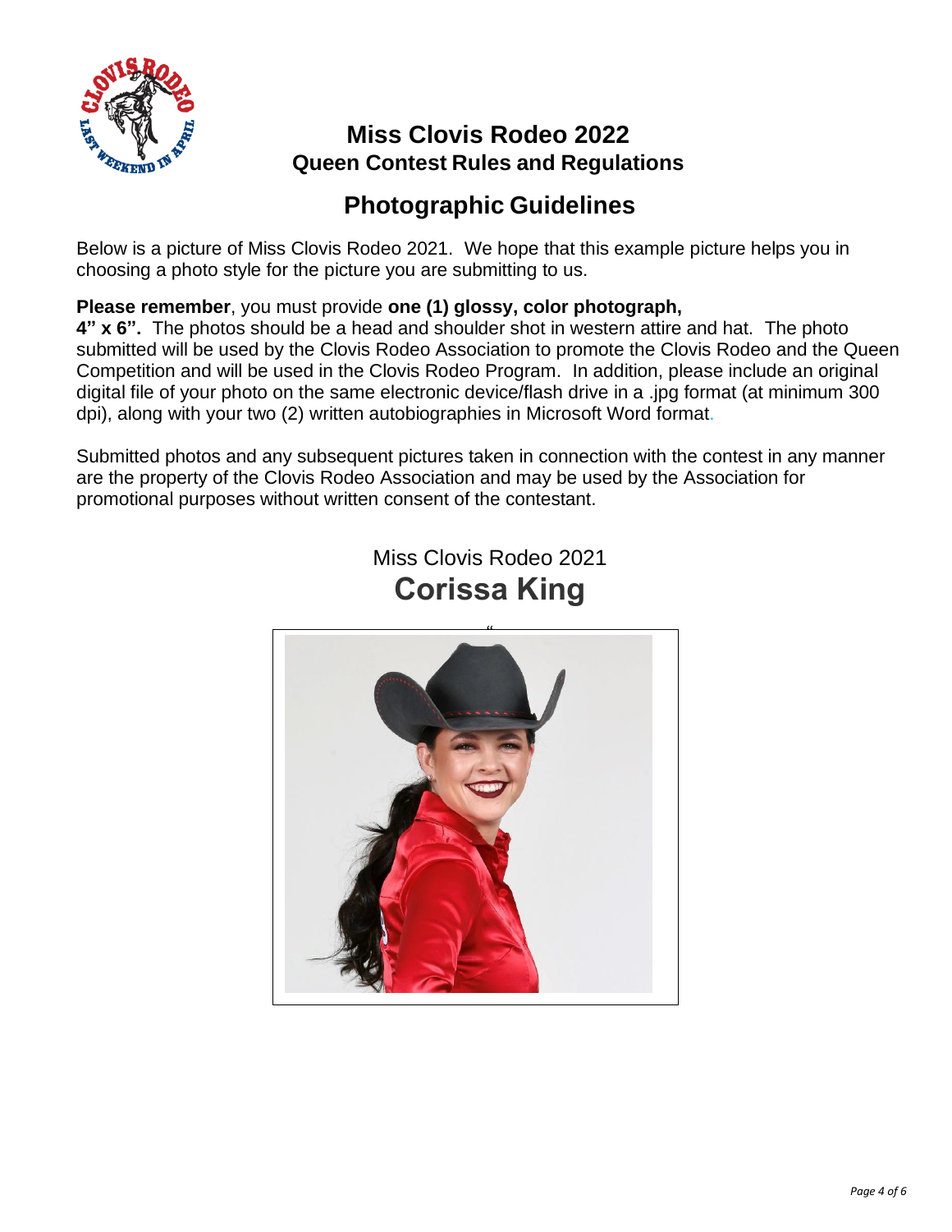# Miss Clovis Rodeo 2022

## Queen Contest Rules and Regulations

## Photographic Guidelines

Below is a picture of Miss Clovis Rodeo 2021. We hope that this example picture helps you in choosing a photo style for the picture you are submitting to us.

**Please remember**, you must provide **one (1) glossy, color photograph, 4" x 6".** The photos should be a head and shoulder shot in western attire and hat. The photo submitted will be used by the Clovis Rodeo Association to promote the Clovis Rodeo and the Queen Competition and will be used in the Clovis Rodeo Program. In addition, please include an original digital file of your photo on the same electronic device/flash drive in a .jpg format (at minimum 300 dpi), along with your two (2) written autobiographies in Microsoft Word format.

Submitted photos and any subsequent pictures taken in connection with the contest in any manner are the property of the Clovis Rodeo Association and may be used by the Association for promotional purposes without written consent of the contestant.

Miss Clovis Rodeo 2021

**Corissa King**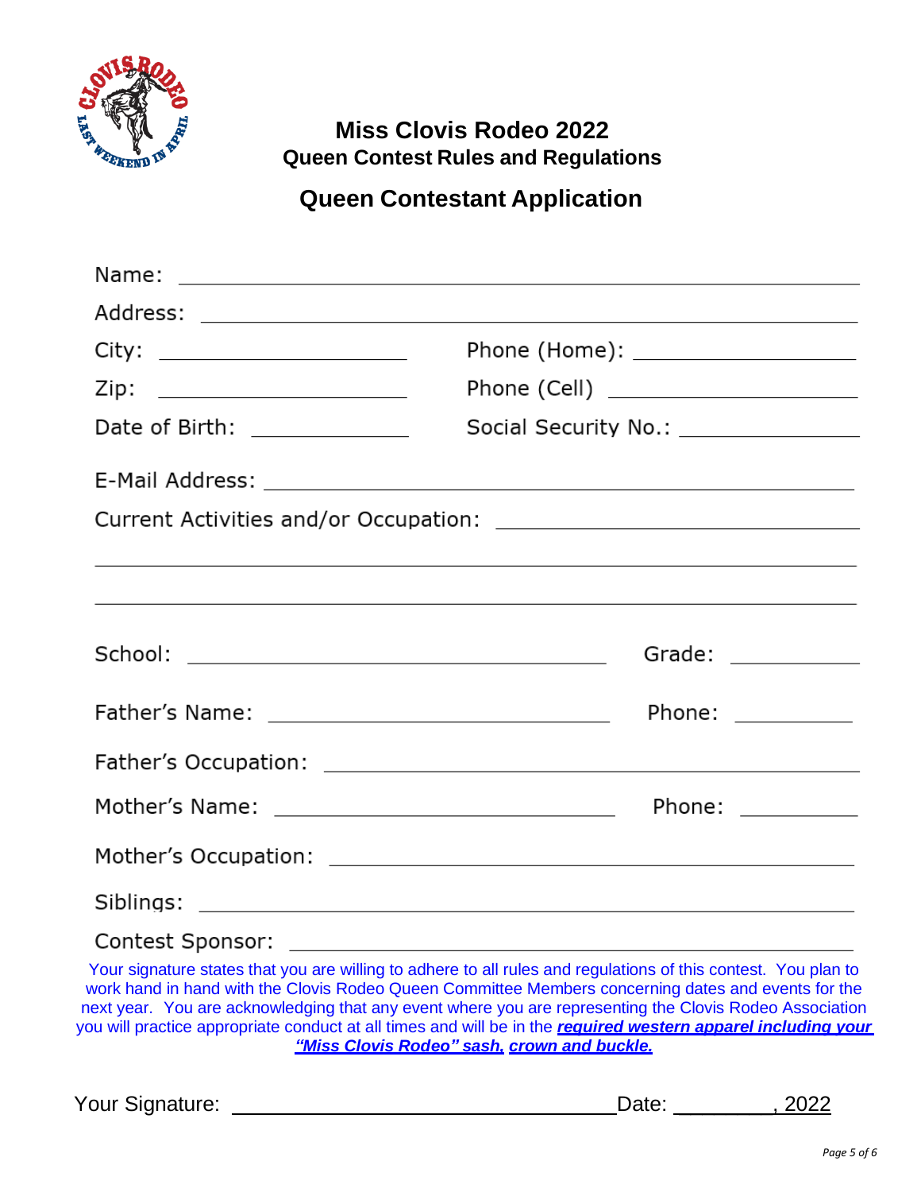# Miss Clovis Rodeo 2022

## Queen Contest Rules and Regulations

## Queen Contestant Application

Name: ______________________________________________

Address: ______________________________________________

City: ____________________ Phone (Home): ____________________

Zip: ____________________ Phone (Cell) ____________________

Date of Birth: ____________ Social Security No.: ______________

E-Mail Address: ______________________________________________

Current Activities and/or Occupation: ______________________________

______________________________________________

______________________________________________

School: ______________________________ Grade: __________

Father's Name: ____________________________ Phone: __________

Father's Occupation: ______________________________________________

Mother's Name: ____________________________ Phone: __________

Mother's Occupation: ______________________________________________

Siblings: ______________________________________________

Contest Sponsor: ______________________________________________

Your signature states that you are willing to adhere to all rules and regulations of this contest. You plan to work hand in hand with the Clovis Rodeo Queen Committee Members concerning dates and events for the next year. You are acknowledging that any event where you are representing the Clovis Rodeo Association you will practice appropriate conduct at all times and will be in the ***required western apparel including your "Miss Clovis Rodeo" sash, crown and buckle.***

Your Signature: ______________________________ Date: ________, 2022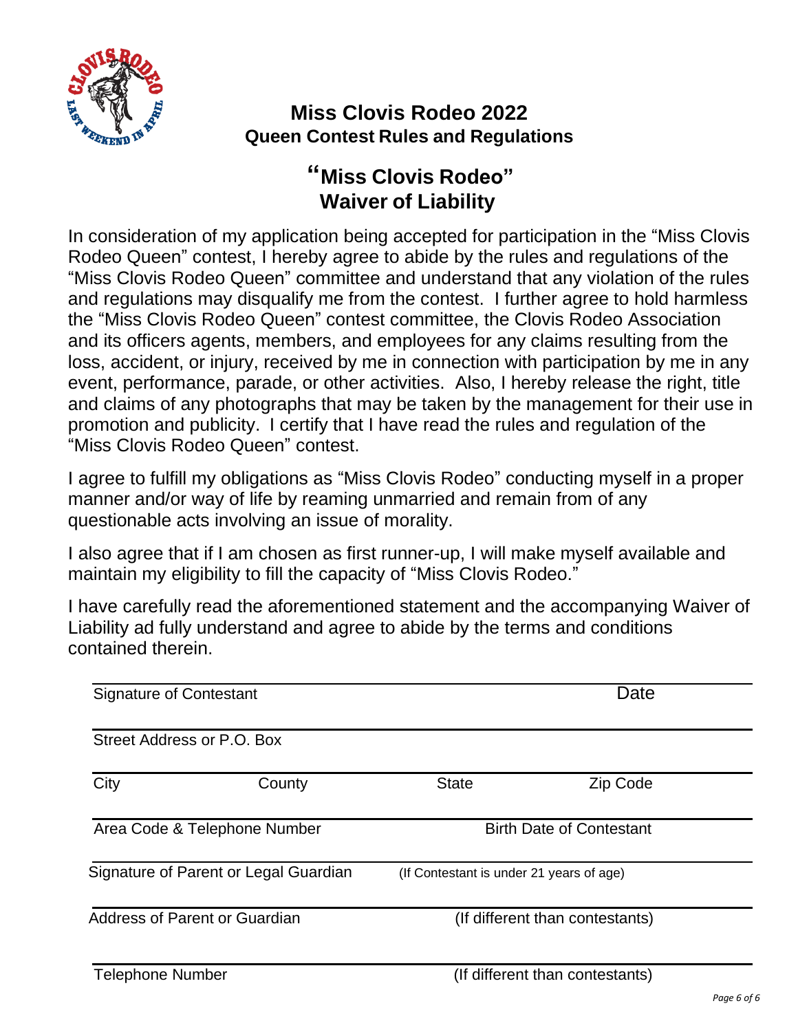# Miss Clovis Rodeo 2022

## Queen Contest Rules and Regulations

## "Miss Clovis Rodeo"
## Waiver of Liability

In consideration of my application being accepted for participation in the "Miss Clovis Rodeo Queen" contest, I hereby agree to abide by the rules and regulations of the "Miss Clovis Rodeo Queen" committee and understand that any violation of the rules and regulations may disqualify me from the contest. I further agree to hold harmless the "Miss Clovis Rodeo Queen" contest committee, the Clovis Rodeo Association and its officers agents, members, and employees for any claims resulting from the loss, accident, or injury, received by me in connection with participation by me in any event, performance, parade, or other activities. Also, I hereby release the right, title and claims of any photographs that may be taken by the management for their use in promotion and publicity. I certify that I have read the rules and regulation of the "Miss Clovis Rodeo Queen" contest.

I agree to fulfill my obligations as "Miss Clovis Rodeo" conducting myself in a proper manner and/or way of life by reaming unmarried and remain from of any questionable acts involving an issue of morality.

I also agree that if I am chosen as first runner-up, I will make myself available and maintain my eligibility to fill the capacity of "Miss Clovis Rodeo."

I have carefully read the aforementioned statement and the accompanying Waiver of Liability ad fully understand and agree to abide by the terms and conditions contained therein.

_______________________________________________
Signature of Contestant — Date

_______________________________________________
Street Address or P.O. Box

_______________________________________________
City — County — State — Zip Code

_______________________________________________
Area Code & Telephone Number — Birth Date of Contestant

_______________________________________________
Signature of Parent or Legal Guardian — (If Contestant is under 21 years of age)

_______________________________________________
Address of Parent or Guardian — (If different than contestants)

_______________________________________________
Telephone Number — (If different than contestants)